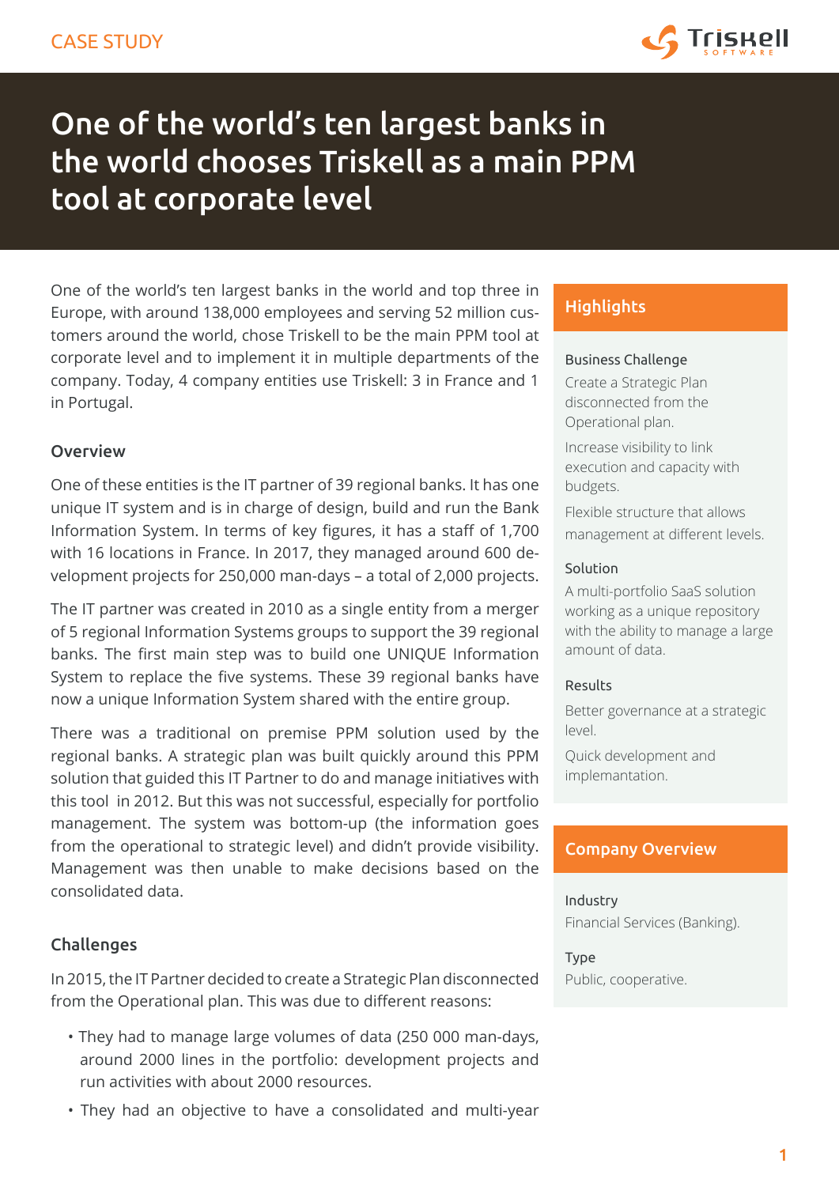CASE STUDY

# One of the world's ten largest banks in the world chooses Triskell as a main PPM tool at corporate level

One of the world's ten largest banks in the world and top three in Europe, with around 138,000 employees and serving 52 million customers around the world, chose Triskell to be the main PPM tool at corporate level and to implement it in multiple departments of the company. Today, 4 company entities use Triskell: 3 in France and 1 in Portugal.

## Overview

One of these entities is the IT partner of 39 regional banks. It has one unique IT system and is in charge of design, build and run the Bank Information System. In terms of key figures, it has a staff of 1,700 with 16 locations in France. In 2017, they managed around 600 development projects for 250,000 man-days – a total of 2,000 projects.

The IT partner was created in 2010 as a single entity from a merger of 5 regional Information Systems groups to support the 39 regional banks. The first main step was to build one UNIQUE Information System to replace the five systems. These 39 regional banks have now a unique Information System shared with the entire group.

There was a traditional on premise PPM solution used by the regional banks. A strategic plan was built quickly around this PPM solution that guided this IT Partner to do and manage initiatives with this tool in 2012. But this was not successful, especially for portfolio management. The system was bottom-up (the information goes from the operational to strategic level) and didn't provide visibility. Management was then unable to make decisions based on the consolidated data.

## Challenges

In 2015, the IT Partner decided to create a Strategic Plan disconnected from the Operational plan. This was due to different reasons:

- They had to manage large volumes of data (250 000 man-days, around 2000 lines in the portfolio: development projects and run activities with about 2000 resources.
- They had an objective to have a consolidated and multi-year

## Highlights

**Business Challenge**

Create a Strategic Plan disconnected from the Operational plan.

Increase visibility to link execution and capacity with budgets.

Flexible structure that allows management at different levels.

**Solution**

A multi-portfolio SaaS solution working as a unique repository with the ability to manage a large amount of data.

**Results**

Better governance at a strategic level.

Quick development and implementation.

## Company Overview

**Industry**

Financial Services (Banking).

**Type**

Public, cooperative.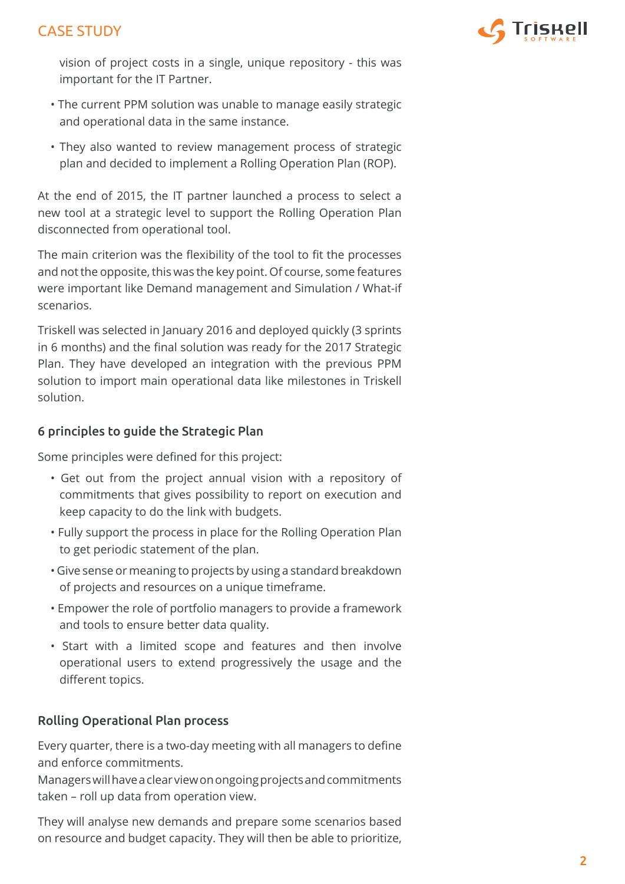vision of project costs in a single, unique repository - this was important for the IT Partner.

- The current PPM solution was unable to manage easily strategic and operational data in the same instance.
- They also wanted to review management process of strategic plan and decided to implement a Rolling Operation Plan (ROP).

At the end of 2015, the IT partner launched a process to select a new tool at a strategic level to support the Rolling Operation Plan disconnected from operational tool.

The main criterion was the flexibility of the tool to fit the processes and not the opposite, this was the key point. Of course, some features were important like Demand management and Simulation / What-if scenarios.

Triskell was selected in January 2016 and deployed quickly (3 sprints in 6 months) and the final solution was ready for the 2017 Strategic Plan. They have developed an integration with the previous PPM solution to import main operational data like milestones in Triskell solution.

### 6 principles to guide the Strategic Plan

Some principles were defined for this project:

- Get out from the project annual vision with a repository of commitments that gives possibility to report on execution and keep capacity to do the link with budgets.
- Fully support the process in place for the Rolling Operation Plan to get periodic statement of the plan.
- Give sense or meaning to projects by using a standard breakdown of projects and resources on a unique timeframe.
- Empower the role of portfolio managers to provide a framework and tools to ensure better data quality.
- Start with a limited scope and features and then involve operational users to extend progressively the usage and the different topics.

### Rolling Operational Plan process

Every quarter, there is a two-day meeting with all managers to define and enforce commitments.
Managers will have a clear view on ongoing projects and commitments taken – roll up data from operation view.

They will analyse new demands and prepare some scenarios based on resource and budget capacity. They will then be able to prioritize,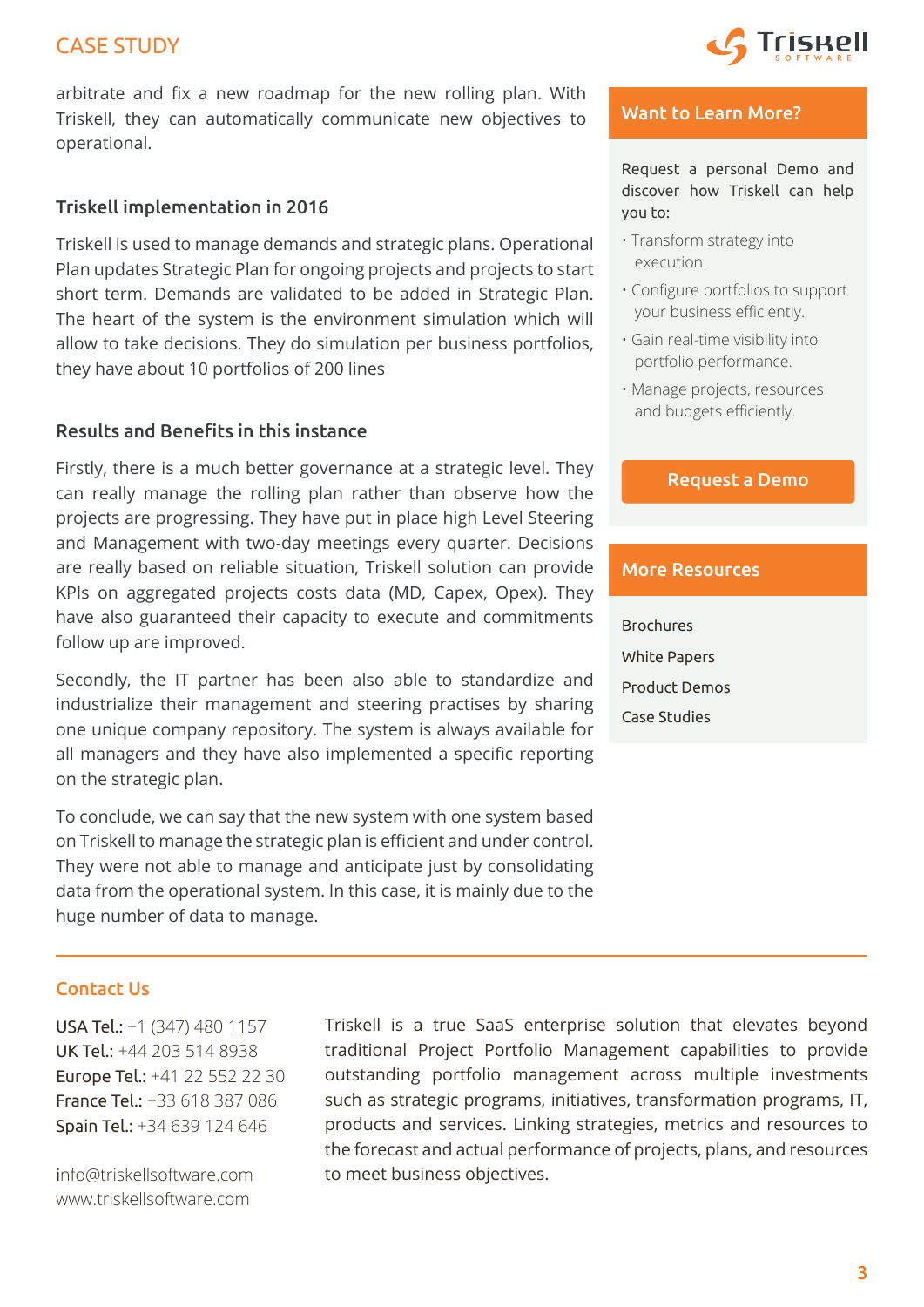arbitrate and fix a new roadmap for the new rolling plan. With Triskell, they can automatically communicate new objectives to operational.

### Triskell implementation in 2016

Triskell is used to manage demands and strategic plans. Operational Plan updates Strategic Plan for ongoing projects and projects to start short term. Demands are validated to be added in Strategic Plan. The heart of the system is the environment simulation which will allow to take decisions. They do simulation per business portfolios, they have about 10 portfolios of 200 lines

### Results and Benefits in this instance

Firstly, there is a much better governance at a strategic level. They can really manage the rolling plan rather than observe how the projects are progressing. They have put in place high Level Steering and Management with two-day meetings every quarter. Decisions are really based on reliable situation, Triskell solution can provide KPIs on aggregated projects costs data (MD, Capex, Opex). They have also guaranteed their capacity to execute and commitments follow up are improved.

Secondly, the IT partner has been also able to standardize and industrialize their management and steering practises by sharing one unique company repository. The system is always available for all managers and they have also implemented a specific reporting on the strategic plan.

To conclude, we can say that the new system with one system based on Triskell to manage the strategic plan is efficient and under control. They were not able to manage and anticipate just by consolidating data from the operational system. In this case, it is mainly due to the huge number of data to manage.

### Want to Learn More?

Request a personal Demo and discover how Triskell can help you to:

- Transform strategy into execution.
- Configure portfolios to support your business efficiently.
- Gain real-time visibility into portfolio performance.
- Manage projects, resources and budgets efficiently.

**Request a Demo**

### More Resources

Brochures
White Papers
Product Demos
Case Studies

### Contact Us

**USA Tel.:** +1 (347) 480 1157
**UK Tel.:** +44 203 514 8938
**Europe Tel.:** +41 22 552 22 30
**France Tel.:** +33 618 387 086
**Spain Tel.:** +34 639 124 646

info@triskellsoftware.com
www.triskellsoftware.com

Triskell is a true SaaS enterprise solution that elevates beyond traditional Project Portfolio Management capabilities to provide outstanding portfolio management across multiple investments such as strategic programs, initiatives, transformation programs, IT, products and services. Linking strategies, metrics and resources to the forecast and actual performance of projects, plans, and resources to meet business objectives.